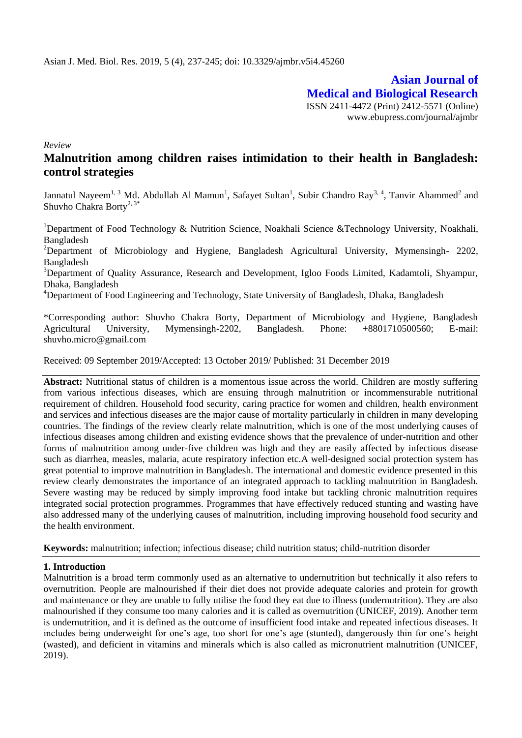Asian J. Med. Biol. Res. 2019, 5 (4), 237-245; doi: 10.3329/ajmbr.v5i4.45260

**Asian Journal of Medical and Biological Research**

ISSN 2411-4472 (Print) 2412-5571 (Online)
www.ebupress.com/journal/ajmbr

*Review*

# Malnutrition among children raises intimidation to their health in Bangladesh: control strategies

Jannatul Nayeem[1, 3] Md. Abdullah Al Mamun[1], Safayet Sultan[1], Subir Chandro Ray[3, 4], Tanvir Ahammed[2] and Shuvho Chakra Borty[2, 3*]

[1]Department of Food Technology & Nutrition Science, Noakhali Science &Technology University, Noakhali, Bangladesh

[2]Department of Microbiology and Hygiene, Bangladesh Agricultural University, Mymensingh- 2202, Bangladesh

[3]Department of Quality Assurance, Research and Development, Igloo Foods Limited, Kadamtoli, Shyampur, Dhaka, Bangladesh

[4]Department of Food Engineering and Technology, State University of Bangladesh, Dhaka, Bangladesh

*Corresponding author: Shuvho Chakra Borty, Department of Microbiology and Hygiene, Bangladesh Agricultural University, Mymensingh-2202, Bangladesh. Phone: +8801710500560; E-mail: shuvho.micro@gmail.com

Received: 09 September 2019/Accepted: 13 October 2019/ Published: 31 December 2019

**Abstract:** Nutritional status of children is a momentous issue across the world. Children are mostly suffering from various infectious diseases, which are ensuing through malnutrition or incommensurable nutritional requirement of children. Household food security, caring practice for women and children, health environment and services and infectious diseases are the major cause of mortality particularly in children in many developing countries. The findings of the review clearly relate malnutrition, which is one of the most underlying causes of infectious diseases among children and existing evidence shows that the prevalence of under-nutrition and other forms of malnutrition among under-five children was high and they are easily affected by infectious disease such as diarrhea, measles, malaria, acute respiratory infection etc.A well-designed social protection system has great potential to improve malnutrition in Bangladesh. The international and domestic evidence presented in this review clearly demonstrates the importance of an integrated approach to tackling malnutrition in Bangladesh. Severe wasting may be reduced by simply improving food intake but tackling chronic malnutrition requires integrated social protection programmes. Programmes that have effectively reduced stunting and wasting have also addressed many of the underlying causes of malnutrition, including improving household food security and the health environment.

**Keywords:** malnutrition; infection; infectious disease; child nutrition status; child-nutrition disorder

## 1. Introduction

Malnutrition is a broad term commonly used as an alternative to undernutrition but technically it also refers to overnutrition. People are malnourished if their diet does not provide adequate calories and protein for growth and maintenance or they are unable to fully utilise the food they eat due to illness (undernutrition). They are also malnourished if they consume too many calories and it is called as overnutrition (UNICEF, 2019). Another term is undernutrition, and it is defined as the outcome of insufficient food intake and repeated infectious diseases. It includes being underweight for one's age, too short for one's age (stunted), dangerously thin for one's height (wasted), and deficient in vitamins and minerals which is also called as micronutrient malnutrition (UNICEF, 2019).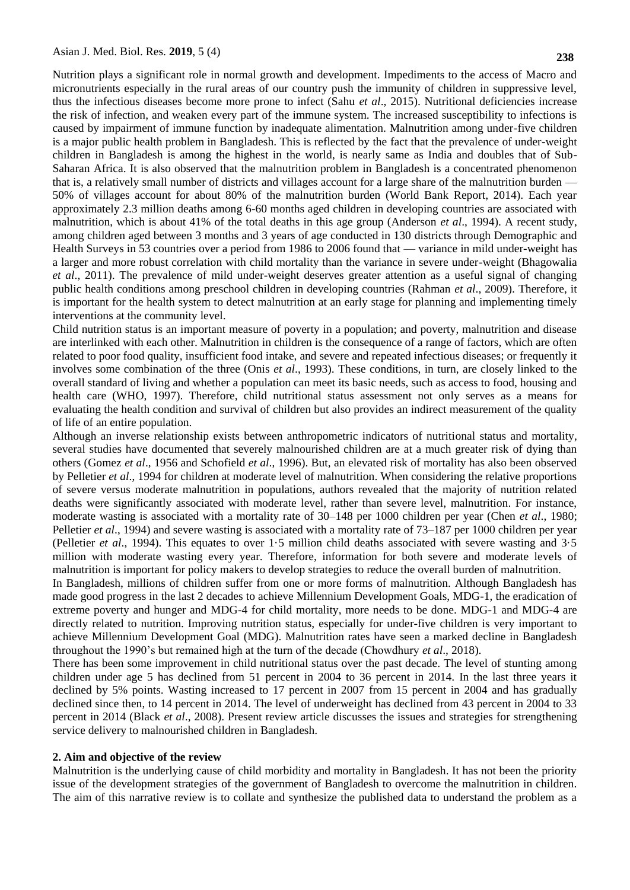Nutrition plays a significant role in normal growth and development. Impediments to the access of Macro and micronutrients especially in the rural areas of our country push the immunity of children in suppressive level, thus the infectious diseases become more prone to infect (Sahu *et al*., 2015). Nutritional deficiencies increase the risk of infection, and weaken every part of the immune system. The increased susceptibility to infections is caused by impairment of immune function by inadequate alimentation. Malnutrition among under-five children is a major public health problem in Bangladesh. This is reflected by the fact that the prevalence of under-weight children in Bangladesh is among the highest in the world, is nearly same as India and doubles that of Sub-Saharan Africa. It is also observed that the malnutrition problem in Bangladesh is a concentrated phenomenon that is, a relatively small number of districts and villages account for a large share of the malnutrition burden — 50% of villages account for about 80% of the malnutrition burden (World Bank Report, 2014). Each year approximately 2.3 million deaths among 6-60 months aged children in developing countries are associated with malnutrition, which is about 41% of the total deaths in this age group (Anderson *et al*., 1994). A recent study, among children aged between 3 months and 3 years of age conducted in 130 districts through Demographic and Health Surveys in 53 countries over a period from 1986 to 2006 found that — variance in mild under-weight has a larger and more robust correlation with child mortality than the variance in severe under-weight (Bhagowalia *et al*., 2011). The prevalence of mild under-weight deserves greater attention as a useful signal of changing public health conditions among preschool children in developing countries (Rahman *et al*., 2009). Therefore, it is important for the health system to detect malnutrition at an early stage for planning and implementing timely interventions at the community level.

Child nutrition status is an important measure of poverty in a population; and poverty, malnutrition and disease are interlinked with each other. Malnutrition in children is the consequence of a range of factors, which are often related to poor food quality, insufficient food intake, and severe and repeated infectious diseases; or frequently it involves some combination of the three (Onis *et al*., 1993). These conditions, in turn, are closely linked to the overall standard of living and whether a population can meet its basic needs, such as access to food, housing and health care (WHO, 1997). Therefore, child nutritional status assessment not only serves as a means for evaluating the health condition and survival of children but also provides an indirect measurement of the quality of life of an entire population.

Although an inverse relationship exists between anthropometric indicators of nutritional status and mortality, several studies have documented that severely malnourished children are at a much greater risk of dying than others (Gomez *et al*., 1956 and Schofield *et al*., 1996). But, an elevated risk of mortality has also been observed by Pelletier *et al*., 1994 for children at moderate level of malnutrition. When considering the relative proportions of severe versus moderate malnutrition in populations, authors revealed that the majority of nutrition related deaths were significantly associated with moderate level, rather than severe level, malnutrition. For instance, moderate wasting is associated with a mortality rate of 30–148 per 1000 children per year (Chen *et al*., 1980; Pelletier *et al*., 1994) and severe wasting is associated with a mortality rate of 73–187 per 1000 children per year (Pelletier *et al*., 1994). This equates to over 1·5 million child deaths associated with severe wasting and 3·5 million with moderate wasting every year. Therefore, information for both severe and moderate levels of malnutrition is important for policy makers to develop strategies to reduce the overall burden of malnutrition.

In Bangladesh, millions of children suffer from one or more forms of malnutrition. Although Bangladesh has made good progress in the last 2 decades to achieve Millennium Development Goals, MDG-1, the eradication of extreme poverty and hunger and MDG-4 for child mortality, more needs to be done. MDG-1 and MDG-4 are directly related to nutrition. Improving nutrition status, especially for under-five children is very important to achieve Millennium Development Goal (MDG). Malnutrition rates have seen a marked decline in Bangladesh throughout the 1990's but remained high at the turn of the decade (Chowdhury *et al*., 2018).

There has been some improvement in child nutritional status over the past decade. The level of stunting among children under age 5 has declined from 51 percent in 2004 to 36 percent in 2014. In the last three years it declined by 5% points. Wasting increased to 17 percent in 2007 from 15 percent in 2004 and has gradually declined since then, to 14 percent in 2014. The level of underweight has declined from 43 percent in 2004 to 33 percent in 2014 (Black *et al*., 2008). Present review article discusses the issues and strategies for strengthening service delivery to malnourished children in Bangladesh.

## 2. Aim and objective of the review

Malnutrition is the underlying cause of child morbidity and mortality in Bangladesh. It has not been the priority issue of the development strategies of the government of Bangladesh to overcome the malnutrition in children. The aim of this narrative review is to collate and synthesize the published data to understand the problem as a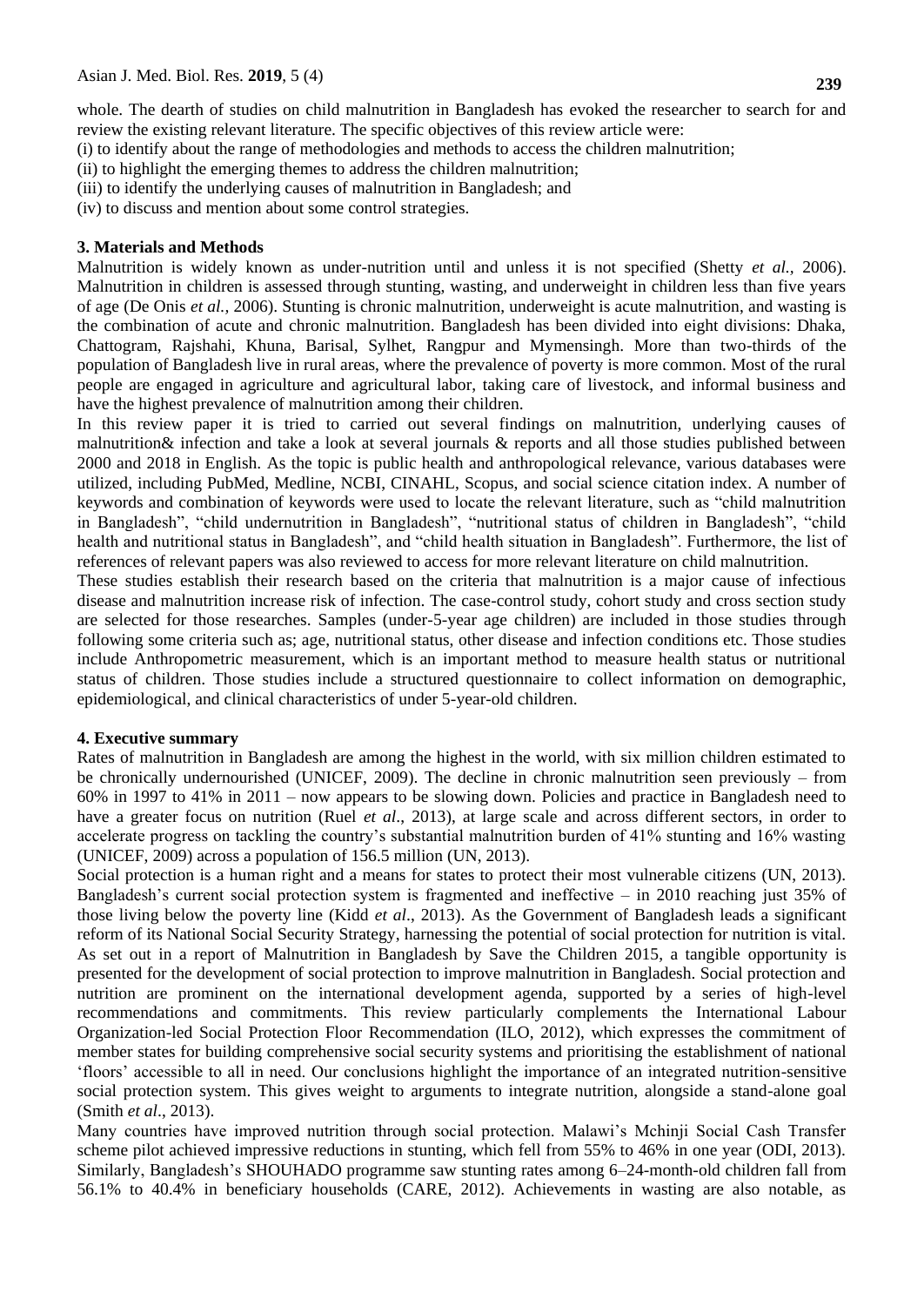whole. The dearth of studies on child malnutrition in Bangladesh has evoked the researcher to search for and review the existing relevant literature. The specific objectives of this review article were:

(i) to identify about the range of methodologies and methods to access the children malnutrition;
(ii) to highlight the emerging themes to address the children malnutrition;
(iii) to identify the underlying causes of malnutrition in Bangladesh; and
(iv) to discuss and mention about some control strategies.

## 3. Materials and Methods

Malnutrition is widely known as under-nutrition until and unless it is not specified (Shetty *et al.,* 2006). Malnutrition in children is assessed through stunting, wasting, and underweight in children less than five years of age (De Onis *et al.,* 2006). Stunting is chronic malnutrition, underweight is acute malnutrition, and wasting is the combination of acute and chronic malnutrition. Bangladesh has been divided into eight divisions: Dhaka, Chattogram, Rajshahi, Khuna, Barisal, Sylhet, Rangpur and Mymensingh. More than two-thirds of the population of Bangladesh live in rural areas, where the prevalence of poverty is more common. Most of the rural people are engaged in agriculture and agricultural labor, taking care of livestock, and informal business and have the highest prevalence of malnutrition among their children.

In this review paper it is tried to carried out several findings on malnutrition, underlying causes of malnutrition& infection and take a look at several journals & reports and all those studies published between 2000 and 2018 in English. As the topic is public health and anthropological relevance, various databases were utilized, including PubMed, Medline, NCBI, CINAHL, Scopus, and social science citation index. A number of keywords and combination of keywords were used to locate the relevant literature, such as "child malnutrition in Bangladesh", "child undernutrition in Bangladesh", "nutritional status of children in Bangladesh", "child health and nutritional status in Bangladesh", and "child health situation in Bangladesh". Furthermore, the list of references of relevant papers was also reviewed to access for more relevant literature on child malnutrition.

These studies establish their research based on the criteria that malnutrition is a major cause of infectious disease and malnutrition increase risk of infection. The case-control study, cohort study and cross section study are selected for those researches. Samples (under-5-year age children) are included in those studies through following some criteria such as; age, nutritional status, other disease and infection conditions etc. Those studies include Anthropometric measurement, which is an important method to measure health status or nutritional status of children. Those studies include a structured questionnaire to collect information on demographic, epidemiological, and clinical characteristics of under 5-year-old children.

## 4. Executive summary

Rates of malnutrition in Bangladesh are among the highest in the world, with six million children estimated to be chronically undernourished (UNICEF, 2009). The decline in chronic malnutrition seen previously – from 60% in 1997 to 41% in 2011 – now appears to be slowing down. Policies and practice in Bangladesh need to have a greater focus on nutrition (Ruel *et al*., 2013), at large scale and across different sectors, in order to accelerate progress on tackling the country's substantial malnutrition burden of 41% stunting and 16% wasting (UNICEF, 2009) across a population of 156.5 million (UN, 2013).

Social protection is a human right and a means for states to protect their most vulnerable citizens (UN, 2013). Bangladesh's current social protection system is fragmented and ineffective – in 2010 reaching just 35% of those living below the poverty line (Kidd *et al*., 2013). As the Government of Bangladesh leads a significant reform of its National Social Security Strategy, harnessing the potential of social protection for nutrition is vital. As set out in a report of Malnutrition in Bangladesh by Save the Children 2015, a tangible opportunity is presented for the development of social protection to improve malnutrition in Bangladesh. Social protection and nutrition are prominent on the international development agenda, supported by a series of high-level recommendations and commitments. This review particularly complements the International Labour Organization-led Social Protection Floor Recommendation (ILO, 2012), which expresses the commitment of member states for building comprehensive social security systems and prioritising the establishment of national 'floors' accessible to all in need. Our conclusions highlight the importance of an integrated nutrition-sensitive social protection system. This gives weight to arguments to integrate nutrition, alongside a stand-alone goal (Smith *et al*., 2013).

Many countries have improved nutrition through social protection. Malawi's Mchinji Social Cash Transfer scheme pilot achieved impressive reductions in stunting, which fell from 55% to 46% in one year (ODI, 2013). Similarly, Bangladesh's SHOUHADO programme saw stunting rates among 6–24-month-old children fall from 56.1% to 40.4% in beneficiary households (CARE, 2012). Achievements in wasting are also notable, as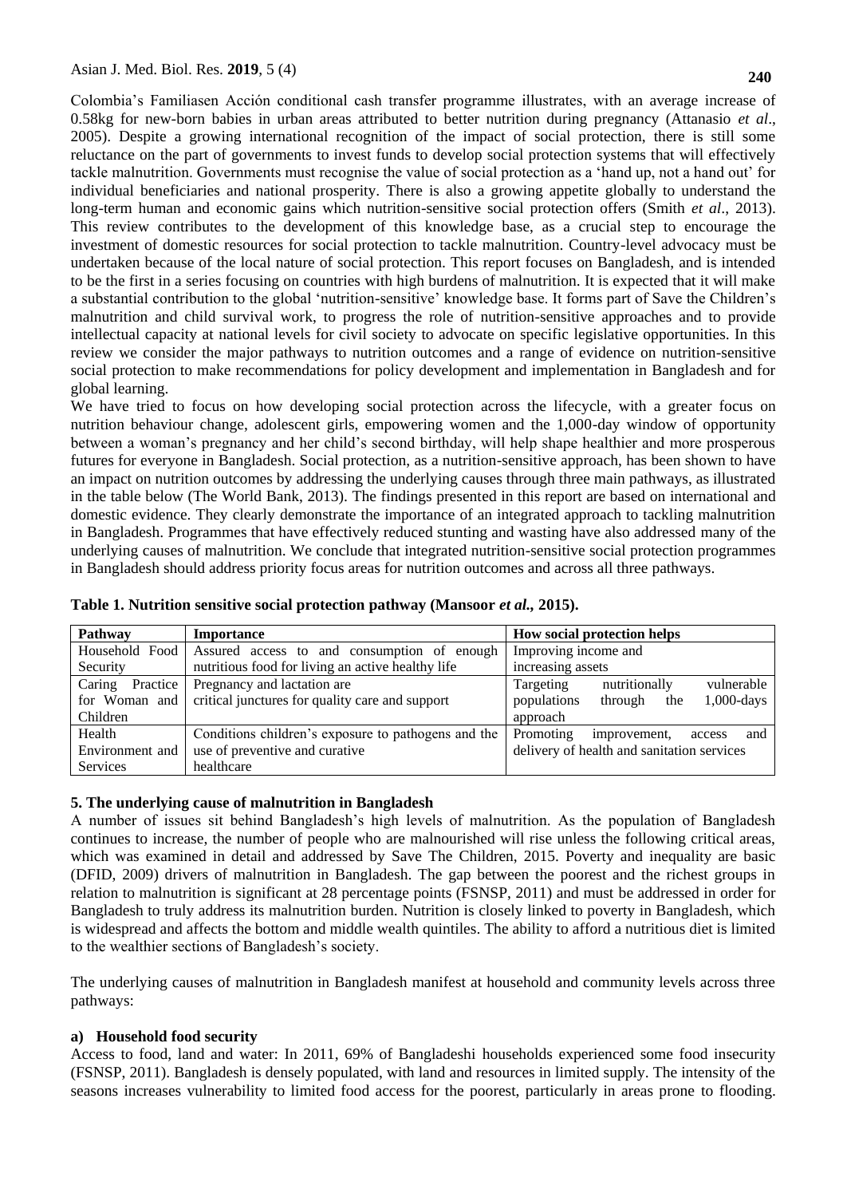Colombia's Familiasen Acción conditional cash transfer programme illustrates, with an average increase of 0.58kg for new-born babies in urban areas attributed to better nutrition during pregnancy (Attanasio *et al*., 2005). Despite a growing international recognition of the impact of social protection, there is still some reluctance on the part of governments to invest funds to develop social protection systems that will effectively tackle malnutrition. Governments must recognise the value of social protection as a 'hand up, not a hand out' for individual beneficiaries and national prosperity. There is also a growing appetite globally to understand the long-term human and economic gains which nutrition-sensitive social protection offers (Smith *et al*., 2013). This review contributes to the development of this knowledge base, as a crucial step to encourage the investment of domestic resources for social protection to tackle malnutrition. Country-level advocacy must be undertaken because of the local nature of social protection. This report focuses on Bangladesh, and is intended to be the first in a series focusing on countries with high burdens of malnutrition. It is expected that it will make a substantial contribution to the global 'nutrition-sensitive' knowledge base. It forms part of Save the Children's malnutrition and child survival work, to progress the role of nutrition-sensitive approaches and to provide intellectual capacity at national levels for civil society to advocate on specific legislative opportunities. In this review we consider the major pathways to nutrition outcomes and a range of evidence on nutrition-sensitive social protection to make recommendations for policy development and implementation in Bangladesh and for global learning.

We have tried to focus on how developing social protection across the lifecycle, with a greater focus on nutrition behaviour change, adolescent girls, empowering women and the 1,000-day window of opportunity between a woman's pregnancy and her child's second birthday, will help shape healthier and more prosperous futures for everyone in Bangladesh. Social protection, as a nutrition-sensitive approach, has been shown to have an impact on nutrition outcomes by addressing the underlying causes through three main pathways, as illustrated in the table below (The World Bank, 2013). The findings presented in this report are based on international and domestic evidence. They clearly demonstrate the importance of an integrated approach to tackling malnutrition in Bangladesh. Programmes that have effectively reduced stunting and wasting have also addressed many of the underlying causes of malnutrition. We conclude that integrated nutrition-sensitive social protection programmes in Bangladesh should address priority focus areas for nutrition outcomes and across all three pathways.

**Table 1. Nutrition sensitive social protection pathway (Mansoor *et al.,* 2015).**

| Pathway | Importance | How social protection helps |
|---|---|---|
| Household Food Security | Assured access to and consumption of enough nutritious food for living an active healthy life | Improving income and increasing assets |
| Caring Practice for Woman and Children | Pregnancy and lactation are critical junctures for quality care and support | Targeting nutritionally vulnerable populations through the 1,000-days approach |
| Health Environment and Services | Conditions children's exposure to pathogens and the use of preventive and curative healthcare | Promoting improvement, access and delivery of health and sanitation services |

### 5. The underlying cause of malnutrition in Bangladesh

A number of issues sit behind Bangladesh's high levels of malnutrition. As the population of Bangladesh continues to increase, the number of people who are malnourished will rise unless the following critical areas, which was examined in detail and addressed by Save The Children, 2015. Poverty and inequality are basic (DFID, 2009) drivers of malnutrition in Bangladesh. The gap between the poorest and the richest groups in relation to malnutrition is significant at 28 percentage points (FSNSP, 2011) and must be addressed in order for Bangladesh to truly address its malnutrition burden. Nutrition is closely linked to poverty in Bangladesh, which is widespread and affects the bottom and middle wealth quintiles. The ability to afford a nutritious diet is limited to the wealthier sections of Bangladesh's society.

The underlying causes of malnutrition in Bangladesh manifest at household and community levels across three pathways:

**a) Household food security**

Access to food, land and water: In 2011, 69% of Bangladeshi households experienced some food insecurity (FSNSP, 2011). Bangladesh is densely populated, with land and resources in limited supply. The intensity of the seasons increases vulnerability to limited food access for the poorest, particularly in areas prone to flooding.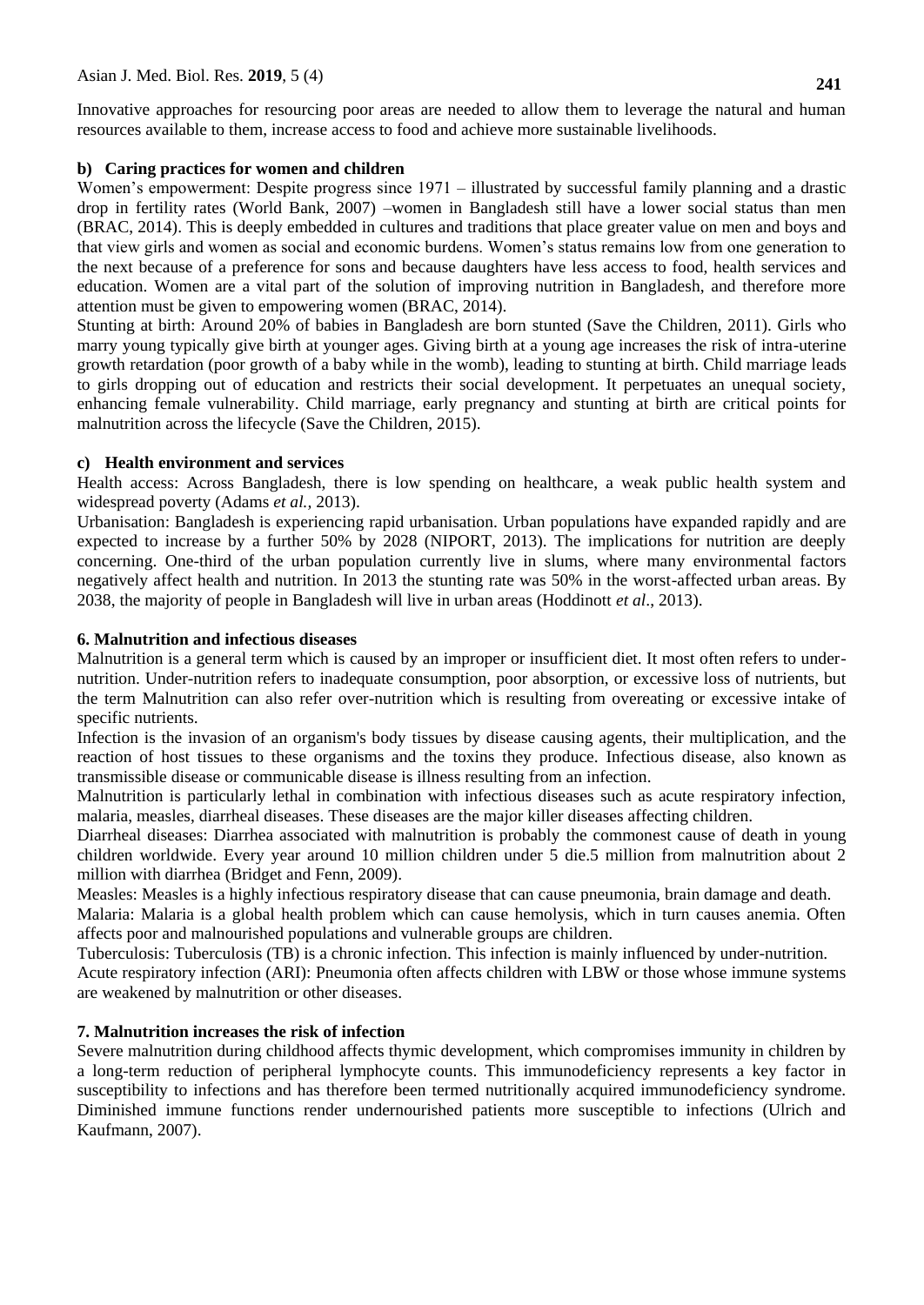Innovative approaches for resourcing poor areas are needed to allow them to leverage the natural and human resources available to them, increase access to food and achieve more sustainable livelihoods.

### b) Caring practices for women and children

Women's empowerment: Despite progress since 1971 – illustrated by successful family planning and a drastic drop in fertility rates (World Bank, 2007) –women in Bangladesh still have a lower social status than men (BRAC, 2014). This is deeply embedded in cultures and traditions that place greater value on men and boys and that view girls and women as social and economic burdens. Women's status remains low from one generation to the next because of a preference for sons and because daughters have less access to food, health services and education. Women are a vital part of the solution of improving nutrition in Bangladesh, and therefore more attention must be given to empowering women (BRAC, 2014).

Stunting at birth: Around 20% of babies in Bangladesh are born stunted (Save the Children, 2011). Girls who marry young typically give birth at younger ages. Giving birth at a young age increases the risk of intra-uterine growth retardation (poor growth of a baby while in the womb), leading to stunting at birth. Child marriage leads to girls dropping out of education and restricts their social development. It perpetuates an unequal society, enhancing female vulnerability. Child marriage, early pregnancy and stunting at birth are critical points for malnutrition across the lifecycle (Save the Children, 2015).

### c) Health environment and services

Health access: Across Bangladesh, there is low spending on healthcare, a weak public health system and widespread poverty (Adams *et al.,* 2013).

Urbanisation: Bangladesh is experiencing rapid urbanisation. Urban populations have expanded rapidly and are expected to increase by a further 50% by 2028 (NIPORT, 2013). The implications for nutrition are deeply concerning. One-third of the urban population currently live in slums, where many environmental factors negatively affect health and nutrition. In 2013 the stunting rate was 50% in the worst-affected urban areas. By 2038, the majority of people in Bangladesh will live in urban areas (Hoddinott *et al*., 2013).

## 6. Malnutrition and infectious diseases

Malnutrition is a general term which is caused by an improper or insufficient diet. It most often refers to under-nutrition. Under-nutrition refers to inadequate consumption, poor absorption, or excessive loss of nutrients, but the term Malnutrition can also refer over-nutrition which is resulting from overeating or excessive intake of specific nutrients.

Infection is the invasion of an organism's body tissues by disease causing agents, their multiplication, and the reaction of host tissues to these organisms and the toxins they produce. Infectious disease, also known as transmissible disease or communicable disease is illness resulting from an infection.

Malnutrition is particularly lethal in combination with infectious diseases such as acute respiratory infection, malaria, measles, diarrheal diseases. These diseases are the major killer diseases affecting children.

Diarrheal diseases: Diarrhea associated with malnutrition is probably the commonest cause of death in young children worldwide. Every year around 10 million children under 5 die.5 million from malnutrition about 2 million with diarrhea (Bridget and Fenn, 2009).

Measles: Measles is a highly infectious respiratory disease that can cause pneumonia, brain damage and death.

Malaria: Malaria is a global health problem which can cause hemolysis, which in turn causes anemia. Often affects poor and malnourished populations and vulnerable groups are children.

Tuberculosis: Tuberculosis (TB) is a chronic infection. This infection is mainly influenced by under-nutrition.

Acute respiratory infection (ARI): Pneumonia often affects children with LBW or those whose immune systems are weakened by malnutrition or other diseases.

## 7. Malnutrition increases the risk of infection

Severe malnutrition during childhood affects thymic development, which compromises immunity in children by a long-term reduction of peripheral lymphocyte counts. This immunodeficiency represents a key factor in susceptibility to infections and has therefore been termed nutritionally acquired immunodeficiency syndrome. Diminished immune functions render undernourished patients more susceptible to infections (Ulrich and Kaufmann, 2007).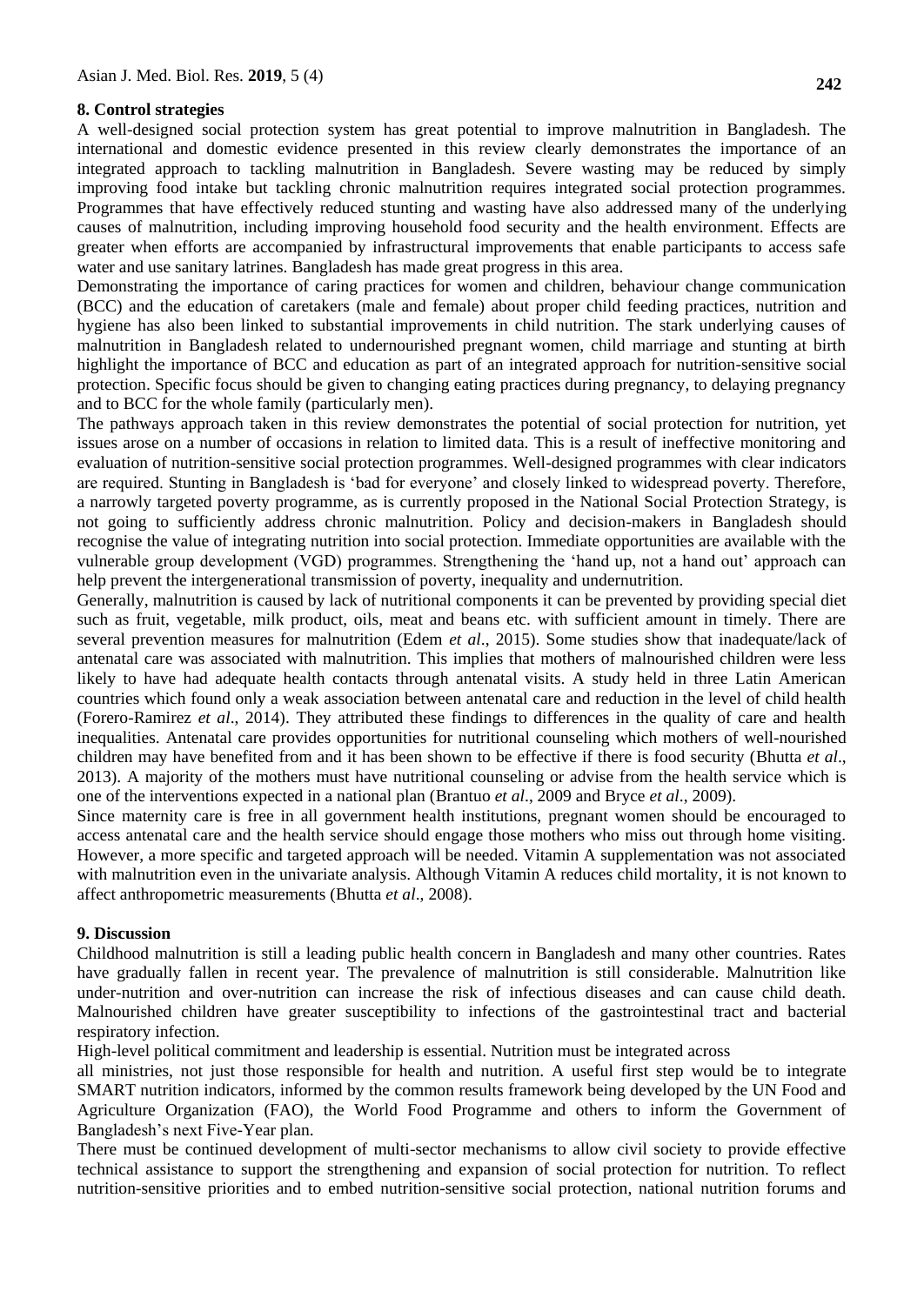## 8. Control strategies

A well-designed social protection system has great potential to improve malnutrition in Bangladesh. The international and domestic evidence presented in this review clearly demonstrates the importance of an integrated approach to tackling malnutrition in Bangladesh. Severe wasting may be reduced by simply improving food intake but tackling chronic malnutrition requires integrated social protection programmes. Programmes that have effectively reduced stunting and wasting have also addressed many of the underlying causes of malnutrition, including improving household food security and the health environment. Effects are greater when efforts are accompanied by infrastructural improvements that enable participants to access safe water and use sanitary latrines. Bangladesh has made great progress in this area.

Demonstrating the importance of caring practices for women and children, behaviour change communication (BCC) and the education of caretakers (male and female) about proper child feeding practices, nutrition and hygiene has also been linked to substantial improvements in child nutrition. The stark underlying causes of malnutrition in Bangladesh related to undernourished pregnant women, child marriage and stunting at birth highlight the importance of BCC and education as part of an integrated approach for nutrition-sensitive social protection. Specific focus should be given to changing eating practices during pregnancy, to delaying pregnancy and to BCC for the whole family (particularly men).

The pathways approach taken in this review demonstrates the potential of social protection for nutrition, yet issues arose on a number of occasions in relation to limited data. This is a result of ineffective monitoring and evaluation of nutrition-sensitive social protection programmes. Well-designed programmes with clear indicators are required. Stunting in Bangladesh is 'bad for everyone' and closely linked to widespread poverty. Therefore, a narrowly targeted poverty programme, as is currently proposed in the National Social Protection Strategy, is not going to sufficiently address chronic malnutrition. Policy and decision-makers in Bangladesh should recognise the value of integrating nutrition into social protection. Immediate opportunities are available with the vulnerable group development (VGD) programmes. Strengthening the 'hand up, not a hand out' approach can help prevent the intergenerational transmission of poverty, inequality and undernutrition.

Generally, malnutrition is caused by lack of nutritional components it can be prevented by providing special diet such as fruit, vegetable, milk product, oils, meat and beans etc. with sufficient amount in timely. There are several prevention measures for malnutrition (Edem *et al*., 2015). Some studies show that inadequate/lack of antenatal care was associated with malnutrition. This implies that mothers of malnourished children were less likely to have had adequate health contacts through antenatal visits. A study held in three Latin American countries which found only a weak association between antenatal care and reduction in the level of child health (Forero-Ramirez *et al*., 2014). They attributed these findings to differences in the quality of care and health inequalities. Antenatal care provides opportunities for nutritional counseling which mothers of well-nourished children may have benefited from and it has been shown to be effective if there is food security (Bhutta *et al*., 2013). A majority of the mothers must have nutritional counseling or advise from the health service which is one of the interventions expected in a national plan (Brantuo *et al*., 2009 and Bryce *et al*., 2009).

Since maternity care is free in all government health institutions, pregnant women should be encouraged to access antenatal care and the health service should engage those mothers who miss out through home visiting. However, a more specific and targeted approach will be needed. Vitamin A supplementation was not associated with malnutrition even in the univariate analysis. Although Vitamin A reduces child mortality, it is not known to affect anthropometric measurements (Bhutta *et al*., 2008).

## 9. Discussion

Childhood malnutrition is still a leading public health concern in Bangladesh and many other countries. Rates have gradually fallen in recent year. The prevalence of malnutrition is still considerable. Malnutrition like under-nutrition and over-nutrition can increase the risk of infectious diseases and can cause child death. Malnourished children have greater susceptibility to infections of the gastrointestinal tract and bacterial respiratory infection.

High-level political commitment and leadership is essential. Nutrition must be integrated across all ministries, not just those responsible for health and nutrition. A useful first step would be to integrate SMART nutrition indicators, informed by the common results framework being developed by the UN Food and Agriculture Organization (FAO), the World Food Programme and others to inform the Government of Bangladesh's next Five-Year plan.

There must be continued development of multi-sector mechanisms to allow civil society to provide effective technical assistance to support the strengthening and expansion of social protection for nutrition. To reflect nutrition-sensitive priorities and to embed nutrition-sensitive social protection, national nutrition forums and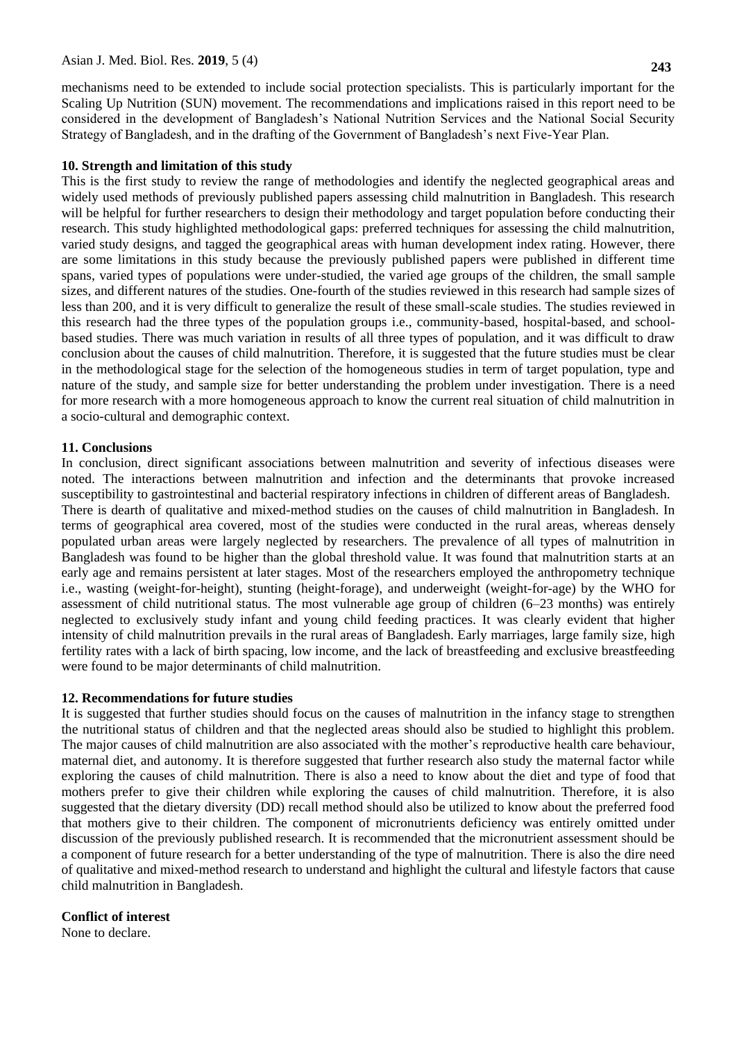mechanisms need to be extended to include social protection specialists. This is particularly important for the Scaling Up Nutrition (SUN) movement. The recommendations and implications raised in this report need to be considered in the development of Bangladesh's National Nutrition Services and the National Social Security Strategy of Bangladesh, and in the drafting of the Government of Bangladesh's next Five-Year Plan.

## 10. Strength and limitation of this study

This is the first study to review the range of methodologies and identify the neglected geographical areas and widely used methods of previously published papers assessing child malnutrition in Bangladesh. This research will be helpful for further researchers to design their methodology and target population before conducting their research. This study highlighted methodological gaps: preferred techniques for assessing the child malnutrition, varied study designs, and tagged the geographical areas with human development index rating. However, there are some limitations in this study because the previously published papers were published in different time spans, varied types of populations were under-studied, the varied age groups of the children, the small sample sizes, and different natures of the studies. One-fourth of the studies reviewed in this research had sample sizes of less than 200, and it is very difficult to generalize the result of these small-scale studies. The studies reviewed in this research had the three types of the population groups i.e., community-based, hospital-based, and school-based studies. There was much variation in results of all three types of population, and it was difficult to draw conclusion about the causes of child malnutrition. Therefore, it is suggested that the future studies must be clear in the methodological stage for the selection of the homogeneous studies in term of target population, type and nature of the study, and sample size for better understanding the problem under investigation. There is a need for more research with a more homogeneous approach to know the current real situation of child malnutrition in a socio-cultural and demographic context.

## 11. Conclusions

In conclusion, direct significant associations between malnutrition and severity of infectious diseases were noted. The interactions between malnutrition and infection and the determinants that provoke increased susceptibility to gastrointestinal and bacterial respiratory infections in children of different areas of Bangladesh. There is dearth of qualitative and mixed-method studies on the causes of child malnutrition in Bangladesh. In terms of geographical area covered, most of the studies were conducted in the rural areas, whereas densely populated urban areas were largely neglected by researchers. The prevalence of all types of malnutrition in Bangladesh was found to be higher than the global threshold value. It was found that malnutrition starts at an early age and remains persistent at later stages. Most of the researchers employed the anthropometry technique i.e., wasting (weight-for-height), stunting (height-forage), and underweight (weight-for-age) by the WHO for assessment of child nutritional status. The most vulnerable age group of children (6–23 months) was entirely neglected to exclusively study infant and young child feeding practices. It was clearly evident that higher intensity of child malnutrition prevails in the rural areas of Bangladesh. Early marriages, large family size, high fertility rates with a lack of birth spacing, low income, and the lack of breastfeeding and exclusive breastfeeding were found to be major determinants of child malnutrition.

## 12. Recommendations for future studies

It is suggested that further studies should focus on the causes of malnutrition in the infancy stage to strengthen the nutritional status of children and that the neglected areas should also be studied to highlight this problem. The major causes of child malnutrition are also associated with the mother's reproductive health care behaviour, maternal diet, and autonomy. It is therefore suggested that further research also study the maternal factor while exploring the causes of child malnutrition. There is also a need to know about the diet and type of food that mothers prefer to give their children while exploring the causes of child malnutrition. Therefore, it is also suggested that the dietary diversity (DD) recall method should also be utilized to know about the preferred food that mothers give to their children. The component of micronutrients deficiency was entirely omitted under discussion of the previously published research. It is recommended that the micronutrient assessment should be a component of future research for a better understanding of the type of malnutrition. There is also the dire need of qualitative and mixed-method research to understand and highlight the cultural and lifestyle factors that cause child malnutrition in Bangladesh.

## Conflict of interest

None to declare.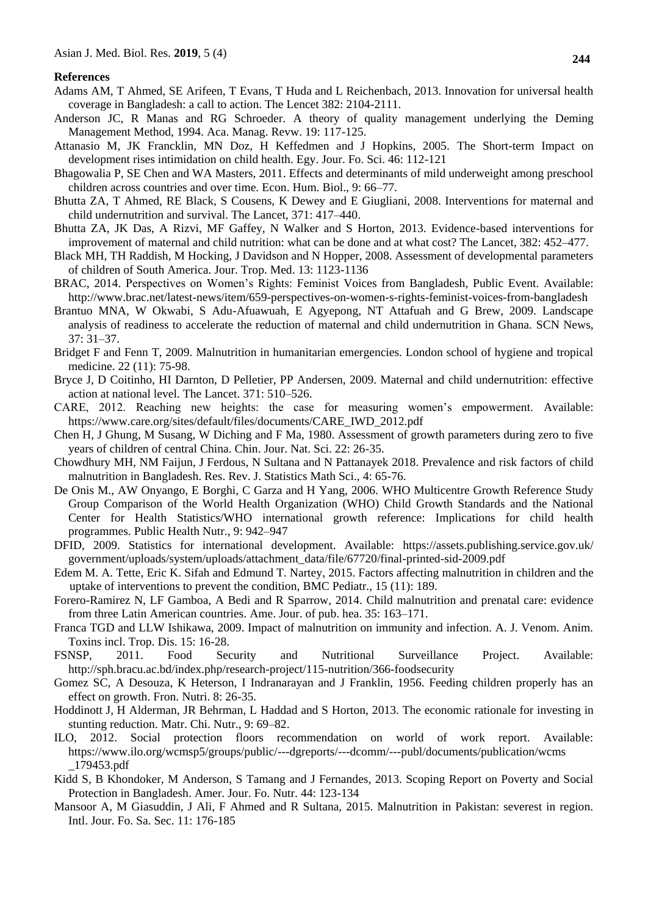**References**

Adams AM, T Ahmed, SE Arifeen, T Evans, T Huda and L Reichenbach, 2013. Innovation for universal health coverage in Bangladesh: a call to action. The Lencet 382: 2104-2111.

Anderson JC, R Manas and RG Schroeder. A theory of quality management underlying the Deming Management Method, 1994. Aca. Manag. Revw. 19: 117-125.

Attanasio M, JK Francklin, MN Doz, H Keffedmen and J Hopkins, 2005. The Short-term Impact on development rises intimidation on child health. Egy. Jour. Fo. Sci. 46: 112-121

Bhagowalia P, SE Chen and WA Masters, 2011. Effects and determinants of mild underweight among preschool children across countries and over time. Econ. Hum. Biol., 9: 66–77.

Bhutta ZA, T Ahmed, RE Black, S Cousens, K Dewey and E Giugliani, 2008. Interventions for maternal and child undernutrition and survival. The Lancet, 371: 417–440.

Bhutta ZA, JK Das, A Rizvi, MF Gaffey, N Walker and S Horton, 2013. Evidence-based interventions for improvement of maternal and child nutrition: what can be done and at what cost? The Lancet, 382: 452–477.

Black MH, TH Raddish, M Hocking, J Davidson and N Hopper, 2008. Assessment of developmental parameters of children of South America. Jour. Trop. Med. 13: 1123-1136

BRAC, 2014. Perspectives on Women's Rights: Feminist Voices from Bangladesh, Public Event. Available: http://www.brac.net/latest-news/item/659-perspectives-on-women-s-rights-feminist-voices-from-bangladesh

Brantuo MNA, W Okwabi, S Adu-Afuawuah, E Agyepong, NT Attafuah and G Brew, 2009. Landscape analysis of readiness to accelerate the reduction of maternal and child undernutrition in Ghana. SCN News, 37: 31–37.

Bridget F and Fenn T, 2009. Malnutrition in humanitarian emergencies. London school of hygiene and tropical medicine. 22 (11): 75-98.

Bryce J, D Coitinho, HI Darnton, D Pelletier, PP Andersen, 2009. Maternal and child undernutrition: effective action at national level. The Lancet. 371: 510–526.

CARE, 2012. Reaching new heights: the case for measuring women's empowerment. Available: https://www.care.org/sites/default/files/documents/CARE_IWD_2012.pdf

Chen H, J Ghung, M Susang, W Diching and F Ma, 1980. Assessment of growth parameters during zero to five years of children of central China. Chin. Jour. Nat. Sci. 22: 26-35.

Chowdhury MH, NM Faijun, J Ferdous, N Sultana and N Pattanayek 2018. Prevalence and risk factors of child malnutrition in Bangladesh. Res. Rev. J. Statistics Math Sci., 4: 65-76.

De Onis M., AW Onyango, E Borghi, C Garza and H Yang, 2006. WHO Multicentre Growth Reference Study Group Comparison of the World Health Organization (WHO) Child Growth Standards and the National Center for Health Statistics/WHO international growth reference: Implications for child health programmes. Public Health Nutr., 9: 942–947

DFID, 2009. Statistics for international development. Available: https://assets.publishing.service.gov.uk/government/uploads/system/uploads/attachment_data/file/67720/final-printed-sid-2009.pdf

Edem M. A. Tette, Eric K. Sifah and Edmund T. Nartey, 2015. Factors affecting malnutrition in children and the uptake of interventions to prevent the condition, BMC Pediatr., 15 (11): 189.

Forero-Ramirez N, LF Gamboa, A Bedi and R Sparrow, 2014. Child malnutrition and prenatal care: evidence from three Latin American countries. Ame. Jour. of pub. hea. 35: 163–171.

Franca TGD and LLW Ishikawa, 2009. Impact of malnutrition on immunity and infection. A. J. Venom. Anim. Toxins incl. Trop. Dis. 15: 16-28.

FSNSP, 2011. Food Security and Nutritional Surveillance Project. Available: http://sph.bracu.ac.bd/index.php/research-project/115-nutrition/366-foodsecurity

Gomez SC, A Desouza, K Heterson, I Indranarayan and J Franklin, 1956. Feeding children properly has an effect on growth. Fron. Nutri. 8: 26-35.

Hoddinott J, H Alderman, JR Behrman, L Haddad and S Horton, 2013. The economic rationale for investing in stunting reduction. Matr. Chi. Nutr., 9: 69–82.

ILO, 2012. Social protection floors recommendation on world of work report. Available: https://www.ilo.org/wcmsp5/groups/public/---dgreports/---dcomm/---publ/documents/publication/wcms_179453.pdf

Kidd S, B Khondoker, M Anderson, S Tamang and J Fernandes, 2013. Scoping Report on Poverty and Social Protection in Bangladesh. Amer. Jour. Fo. Nutr. 44: 123-134

Mansoor A, M Giasuddin, J Ali, F Ahmed and R Sultana, 2015. Malnutrition in Pakistan: severest in region. Intl. Jour. Fo. Sa. Sec. 11: 176-185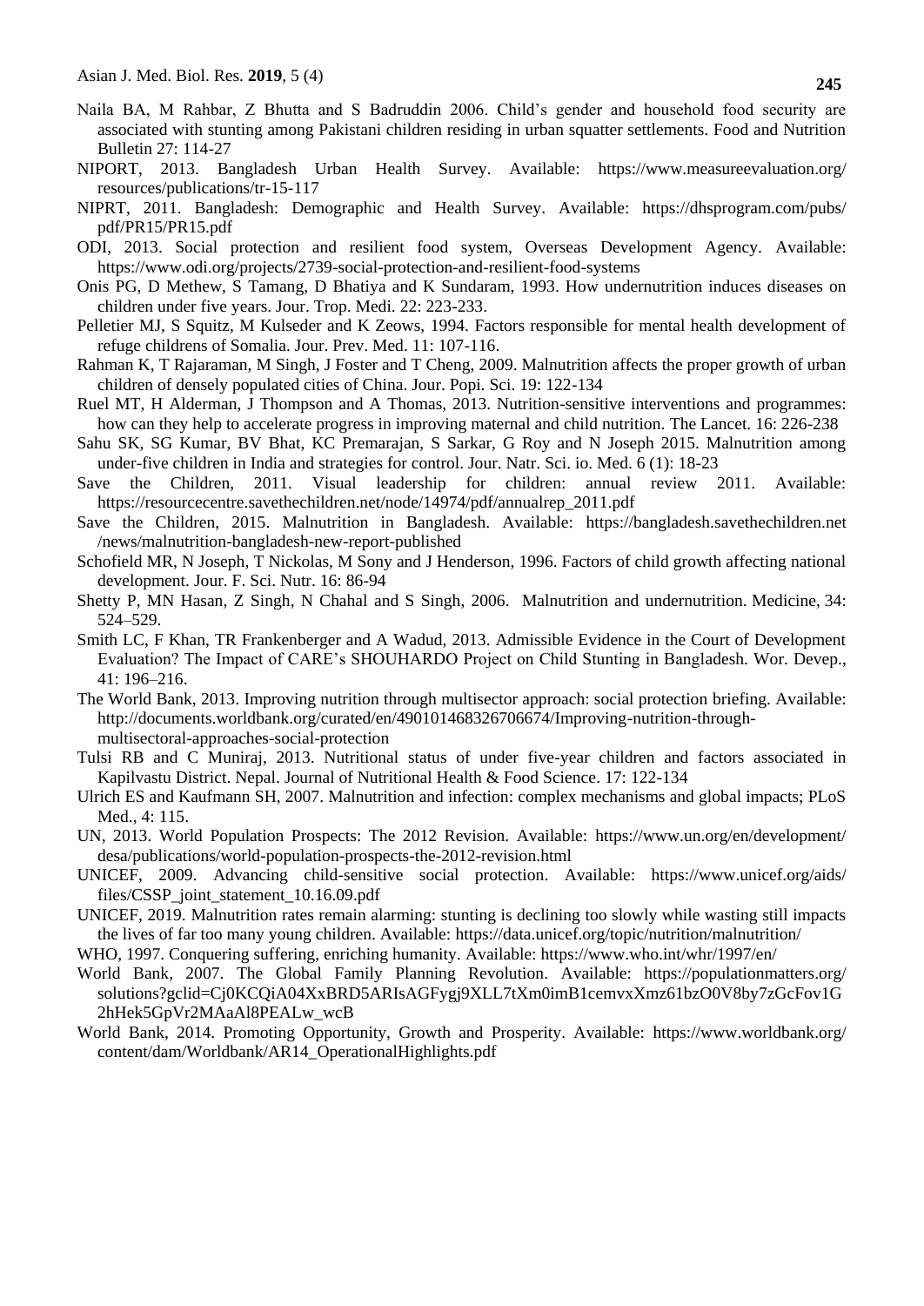Naila BA, M Rahbar, Z Bhutta and S Badruddin 2006. Child's gender and household food security are associated with stunting among Pakistani children residing in urban squatter settlements. Food and Nutrition Bulletin 27: 114-27

NIPORT, 2013. Bangladesh Urban Health Survey. Available: https://www.measureevaluation.org/ resources/publications/tr-15-117

NIPRT, 2011. Bangladesh: Demographic and Health Survey. Available: https://dhsprogram.com/pubs/ pdf/PR15/PR15.pdf

ODI, 2013. Social protection and resilient food system, Overseas Development Agency. Available: https://www.odi.org/projects/2739-social-protection-and-resilient-food-systems

Onis PG, D Methew, S Tamang, D Bhatiya and K Sundaram, 1993. How undernutrition induces diseases on children under five years. Jour. Trop. Medi. 22: 223-233.

Pelletier MJ, S Squitz, M Kulseder and K Zeows, 1994. Factors responsible for mental health development of refuge childrens of Somalia. Jour. Prev. Med. 11: 107-116.

Rahman K, T Rajaraman, M Singh, J Foster and T Cheng, 2009. Malnutrition affects the proper growth of urban children of densely populated cities of China. Jour. Popi. Sci. 19: 122-134

Ruel MT, H Alderman, J Thompson and A Thomas, 2013. Nutrition-sensitive interventions and programmes: how can they help to accelerate progress in improving maternal and child nutrition. The Lancet. 16: 226-238

Sahu SK, SG Kumar, BV Bhat, KC Premarajan, S Sarkar, G Roy and N Joseph 2015. Malnutrition among under-five children in India and strategies for control. Jour. Natr. Sci. io. Med. 6 (1): 18-23

Save the Children, 2011. Visual leadership for children: annual review 2011. Available: https://resourcecentre.savethechildren.net/node/14974/pdf/annualrep_2011.pdf

Save the Children, 2015. Malnutrition in Bangladesh. Available: https://bangladesh.savethechildren.net /news/malnutrition-bangladesh-new-report-published

Schofield MR, N Joseph, T Nickolas, M Sony and J Henderson, 1996. Factors of child growth affecting national development. Jour. F. Sci. Nutr. 16: 86-94

Shetty P, MN Hasan, Z Singh, N Chahal and S Singh, 2006. Malnutrition and undernutrition. Medicine, 34: 524–529.

Smith LC, F Khan, TR Frankenberger and A Wadud, 2013. Admissible Evidence in the Court of Development Evaluation? The Impact of CARE's SHOUHARDO Project on Child Stunting in Bangladesh. Wor. Devep., 41: 196–216.

The World Bank, 2013. Improving nutrition through multisector approach: social protection briefing. Available: http://documents.worldbank.org/curated/en/490101468326706674/Improving-nutrition-through-multisectoral-approaches-social-protection

Tulsi RB and C Muniraj, 2013. Nutritional status of under five-year children and factors associated in Kapilvastu District. Nepal. Journal of Nutritional Health & Food Science. 17: 122-134

Ulrich ES and Kaufmann SH, 2007. Malnutrition and infection: complex mechanisms and global impacts; PLoS Med., 4: 115.

UN, 2013. World Population Prospects: The 2012 Revision. Available: https://www.un.org/en/development/ desa/publications/world-population-prospects-the-2012-revision.html

UNICEF, 2009. Advancing child-sensitive social protection. Available: https://www.unicef.org/aids/ files/CSSP_joint_statement_10.16.09.pdf

UNICEF, 2019. Malnutrition rates remain alarming: stunting is declining too slowly while wasting still impacts the lives of far too many young children. Available: https://data.unicef.org/topic/nutrition/malnutrition/

WHO, 1997. Conquering suffering, enriching humanity. Available: https://www.who.int/whr/1997/en/

World Bank, 2007. The Global Family Planning Revolution. Available: https://populationmatters.org/ solutions?gclid=Cj0KCQiA04XxBRD5ARIsAGFygj9XLL7tXm0imB1cemvxXmz61bzO0V8by7zGcFov1G 2hHek5GpVr2MAaAl8PEALw_wcB

World Bank, 2014. Promoting Opportunity, Growth and Prosperity. Available: https://www.worldbank.org/ content/dam/Worldbank/AR14_OperationalHighlights.pdf